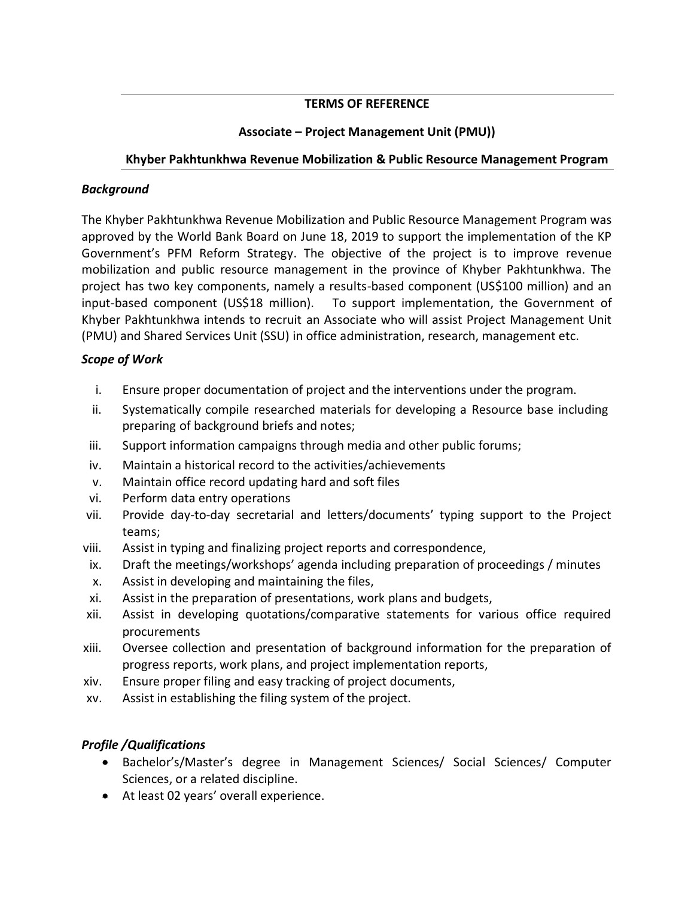**TERMS OF REFERENCE**

**Associate – Project Management Unit (PMU))**

**Khyber Pakhtunkhwa Revenue Mobilization & Public Resource Management Program**

***Background***

The Khyber Pakhtunkhwa Revenue Mobilization and Public Resource Management Program was approved by the World Bank Board on June 18, 2019 to support the implementation of the KP Government's PFM Reform Strategy. The objective of the project is to improve revenue mobilization and public resource management in the province of Khyber Pakhtunkhwa. The project has two key components, namely a results-based component (US$100 million) and an input-based component (US$18 million). To support implementation, the Government of Khyber Pakhtunkhwa intends to recruit an Associate who will assist Project Management Unit (PMU) and Shared Services Unit (SSU) in office administration, research, management etc.

***Scope of Work***

i. Ensure proper documentation of project and the interventions under the program.
ii. Systematically compile researched materials for developing a Resource base including preparing of background briefs and notes;
iii. Support information campaigns through media and other public forums;
iv. Maintain a historical record to the activities/achievements
v. Maintain office record updating hard and soft files
vi. Perform data entry operations
vii. Provide day-to-day secretarial and letters/documents' typing support to the Project teams;
viii. Assist in typing and finalizing project reports and correspondence,
ix. Draft the meetings/workshops' agenda including preparation of proceedings / minutes
x. Assist in developing and maintaining the files,
xi. Assist in the preparation of presentations, work plans and budgets,
xii. Assist in developing quotations/comparative statements for various office required procurements
xiii. Oversee collection and presentation of background information for the preparation of progress reports, work plans, and project implementation reports,
xiv. Ensure proper filing and easy tracking of project documents,
xv. Assist in establishing the filing system of the project.

***Profile /Qualifications***

- Bachelor's/Master's degree in Management Sciences/ Social Sciences/ Computer Sciences, or a related discipline.
- At least 02 years' overall experience.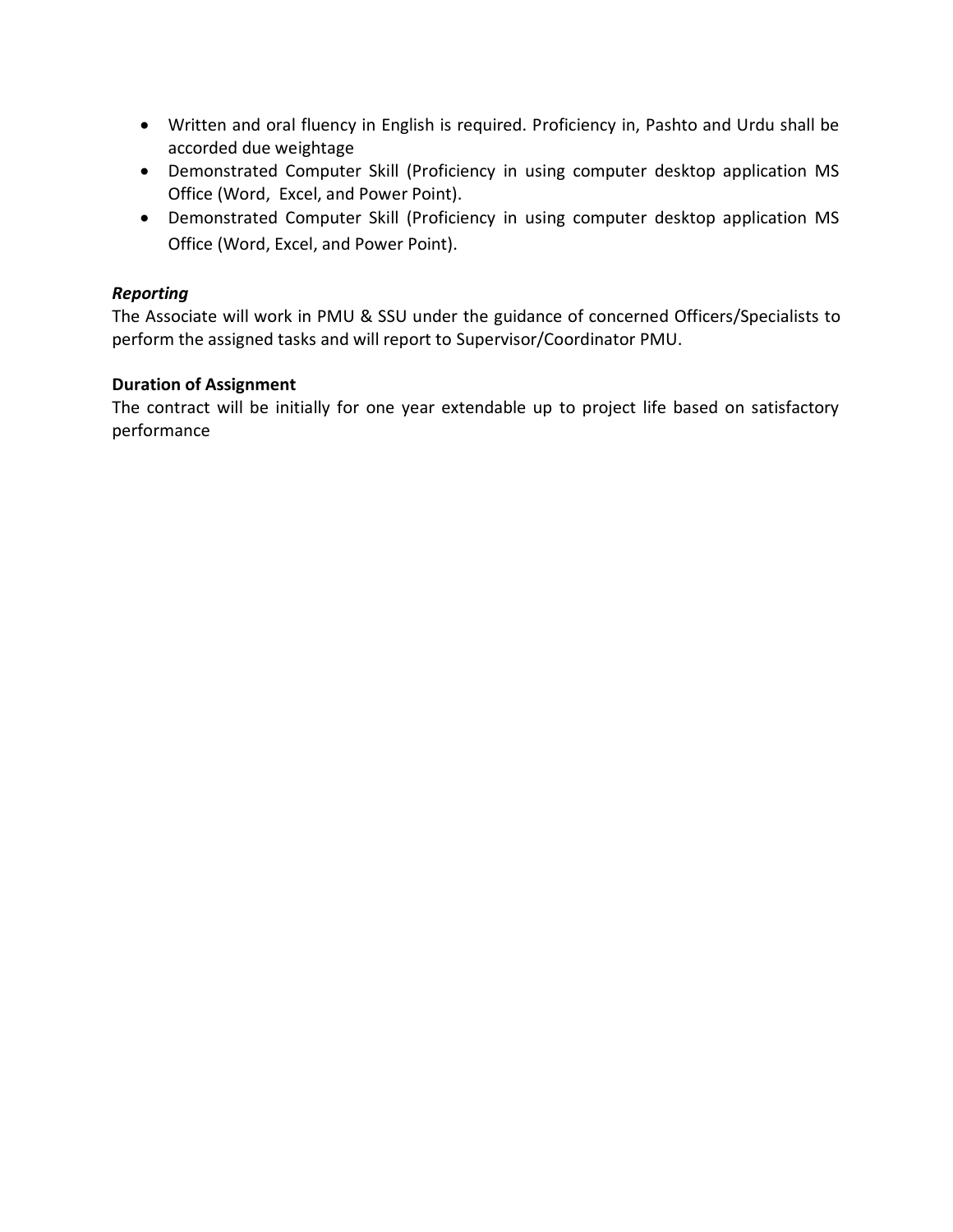- Written and oral fluency in English is required. Proficiency in, Pashto and Urdu shall be accorded due weightage
- Demonstrated Computer Skill (Proficiency in using computer desktop application MS Office (Word, Excel, and Power Point).
- Demonstrated Computer Skill (Proficiency in using computer desktop application MS Office (Word, Excel, and Power Point).

***Reporting***

The Associate will work in PMU & SSU under the guidance of concerned Officers/Specialists to perform the assigned tasks and will report to Supervisor/Coordinator PMU.

**Duration of Assignment**

The contract will be initially for one year extendable up to project life based on satisfactory performance